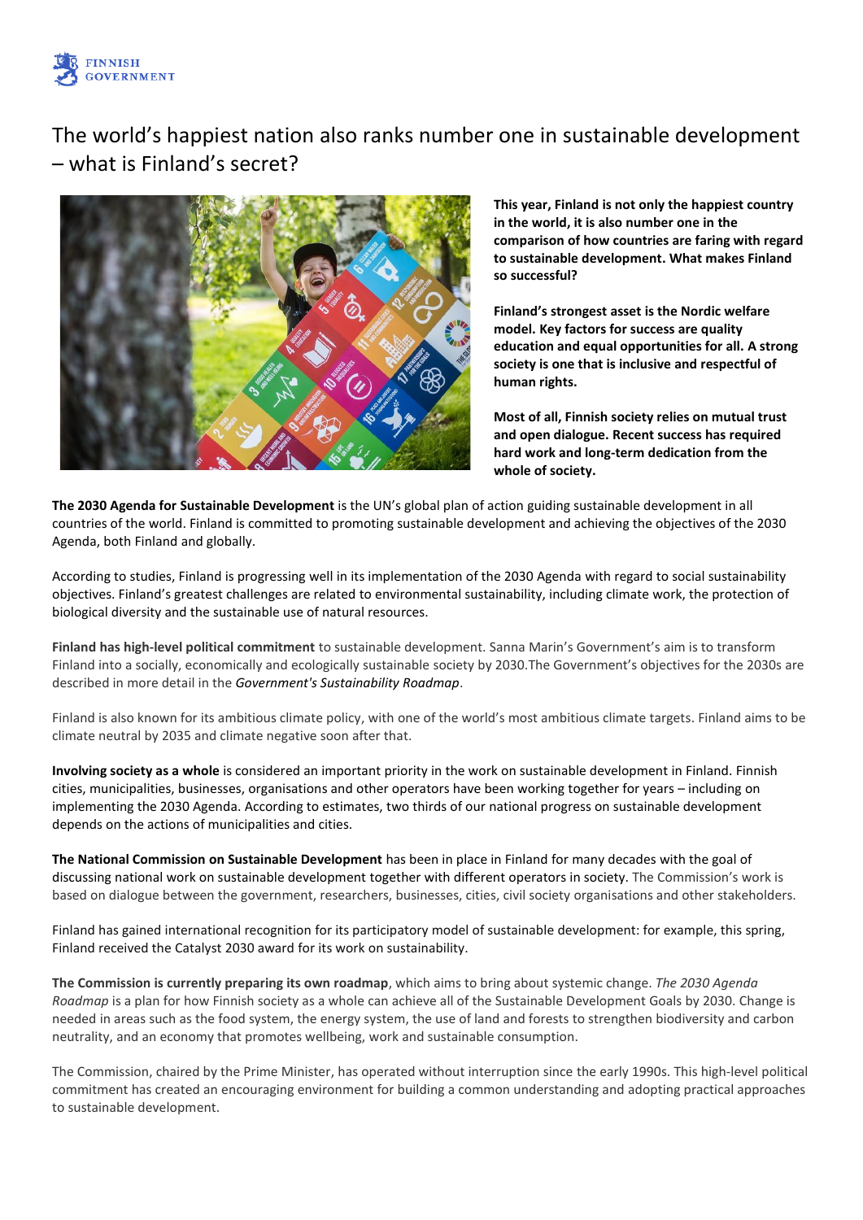# The world's happiest nation also ranks number one in sustainable development – what is Finland's secret?

**This year, Finland is not only the happiest country in the world, it is also number one in the comparison of how countries are faring with regard to sustainable development. What makes Finland so successful?**

**Finland's strongest asset is the Nordic welfare model. Key factors for success are quality education and equal opportunities for all. A strong society is one that is inclusive and respectful of human rights.**

**Most of all, Finnish society relies on mutual trust and open dialogue. Recent success has required hard work and long-term dedication from the whole of society.**

**The 2030 Agenda for Sustainable Development** is the UN's global plan of action guiding sustainable development in all countries of the world. Finland is committed to promoting sustainable development and achieving the objectives of the 2030 Agenda, both Finland and globally.

According to studies, Finland is progressing well in its implementation of the 2030 Agenda with regard to social sustainability objectives. Finland's greatest challenges are related to environmental sustainability, including climate work, the protection of biological diversity and the sustainable use of natural resources.

**Finland has high-level political commitment** to sustainable development. Sanna Marin's Government's aim is to transform Finland into a socially, economically and ecologically sustainable society by 2030.The Government's objectives for the 2030s are described in more detail in the ***Government's Sustainability Roadmap***.

Finland is also known for its ambitious climate policy, with one of the world's most ambitious climate targets. Finland aims to be climate neutral by 2035 and climate negative soon after that.

**Involving society as a whole** is considered an important priority in the work on sustainable development in Finland. Finnish cities, municipalities, businesses, organisations and other operators have been working together for years – including on implementing the 2030 Agenda. According to estimates, two thirds of our national progress on sustainable development depends on the actions of municipalities and cities.

**The National Commission on Sustainable Development** has been in place in Finland for many decades with the goal of discussing national work on sustainable development together with different operators in society. The Commission's work is based on dialogue between the government, researchers, businesses, cities, civil society organisations and other stakeholders.

Finland has gained international recognition for its participatory model of sustainable development: for example, this spring, Finland received the Catalyst 2030 award for its work on sustainability.

**The Commission is currently preparing its own roadmap**, which aims to bring about systemic change. *The 2030 Agenda Roadmap* is a plan for how Finnish society as a whole can achieve all of the Sustainable Development Goals by 2030. Change is needed in areas such as the food system, the energy system, the use of land and forests to strengthen biodiversity and carbon neutrality, and an economy that promotes wellbeing, work and sustainable consumption.

The Commission, chaired by the Prime Minister, has operated without interruption since the early 1990s. This high-level political commitment has created an encouraging environment for building a common understanding and adopting practical approaches to sustainable development.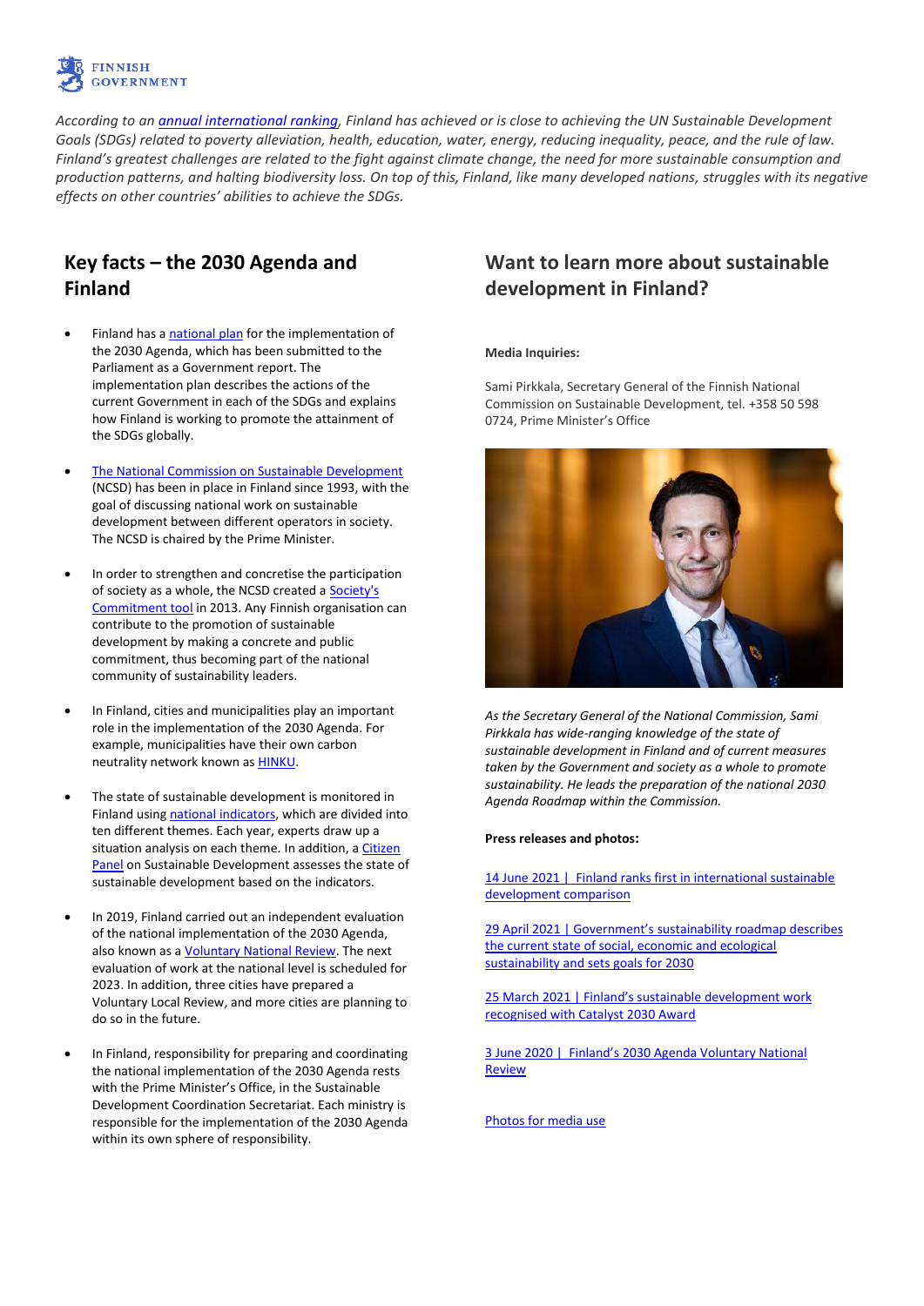*According to an annual international ranking, Finland has achieved or is close to achieving the UN Sustainable Development Goals (SDGs) related to poverty alleviation, health, education, water, energy, reducing inequality, peace, and the rule of law. Finland's greatest challenges are related to the fight against climate change, the need for more sustainable consumption and production patterns, and halting biodiversity loss. On top of this, Finland, like many developed nations, struggles with its negative effects on other countries' abilities to achieve the SDGs.*

## Key facts – the 2030 Agenda and Finland

- Finland has a national plan for the implementation of the 2030 Agenda, which has been submitted to the Parliament as a Government report. The implementation plan describes the actions of the current Government in each of the SDGs and explains how Finland is working to promote the attainment of the SDGs globally.
- The National Commission on Sustainable Development (NCSD) has been in place in Finland since 1993, with the goal of discussing national work on sustainable development between different operators in society. The NCSD is chaired by the Prime Minister.
- In order to strengthen and concretise the participation of society as a whole, the NCSD created a Society's Commitment tool in 2013. Any Finnish organisation can contribute to the promotion of sustainable development by making a concrete and public commitment, thus becoming part of the national community of sustainability leaders.
- In Finland, cities and municipalities play an important role in the implementation of the 2030 Agenda. For example, municipalities have their own carbon neutrality network known as HINKU.
- The state of sustainable development is monitored in Finland using national indicators, which are divided into ten different themes. Each year, experts draw up a situation analysis on each theme. In addition, a Citizen Panel on Sustainable Development assesses the state of sustainable development based on the indicators.
- In 2019, Finland carried out an independent evaluation of the national implementation of the 2030 Agenda, also known as a Voluntary National Review. The next evaluation of work at the national level is scheduled for 2023. In addition, three cities have prepared a Voluntary Local Review, and more cities are planning to do so in the future.
- In Finland, responsibility for preparing and coordinating the national implementation of the 2030 Agenda rests with the Prime Minister's Office, in the Sustainable Development Coordination Secretariat. Each ministry is responsible for the implementation of the 2030 Agenda within its own sphere of responsibility.

## Want to learn more about sustainable development in Finland?

**Media Inquiries:**

Sami Pirkkala, Secretary General of the Finnish National Commission on Sustainable Development, tel. +358 50 598 0724, Prime Minister's Office

*As the Secretary General of the National Commission, Sami Pirkkala has wide-ranging knowledge of the state of sustainable development in Finland and of current measures taken by the Government and society as a whole to promote sustainability. He leads the preparation of the national 2030 Agenda Roadmap within the Commission.*

**Press releases and photos:**

14 June 2021 | Finland ranks first in international sustainable development comparison

29 April 2021 | Government's sustainability roadmap describes the current state of social, economic and ecological sustainability and sets goals for 2030

25 March 2021 | Finland's sustainable development work recognised with Catalyst 2030 Award

3 June 2020 | Finland's 2030 Agenda Voluntary National Review

Photos for media use